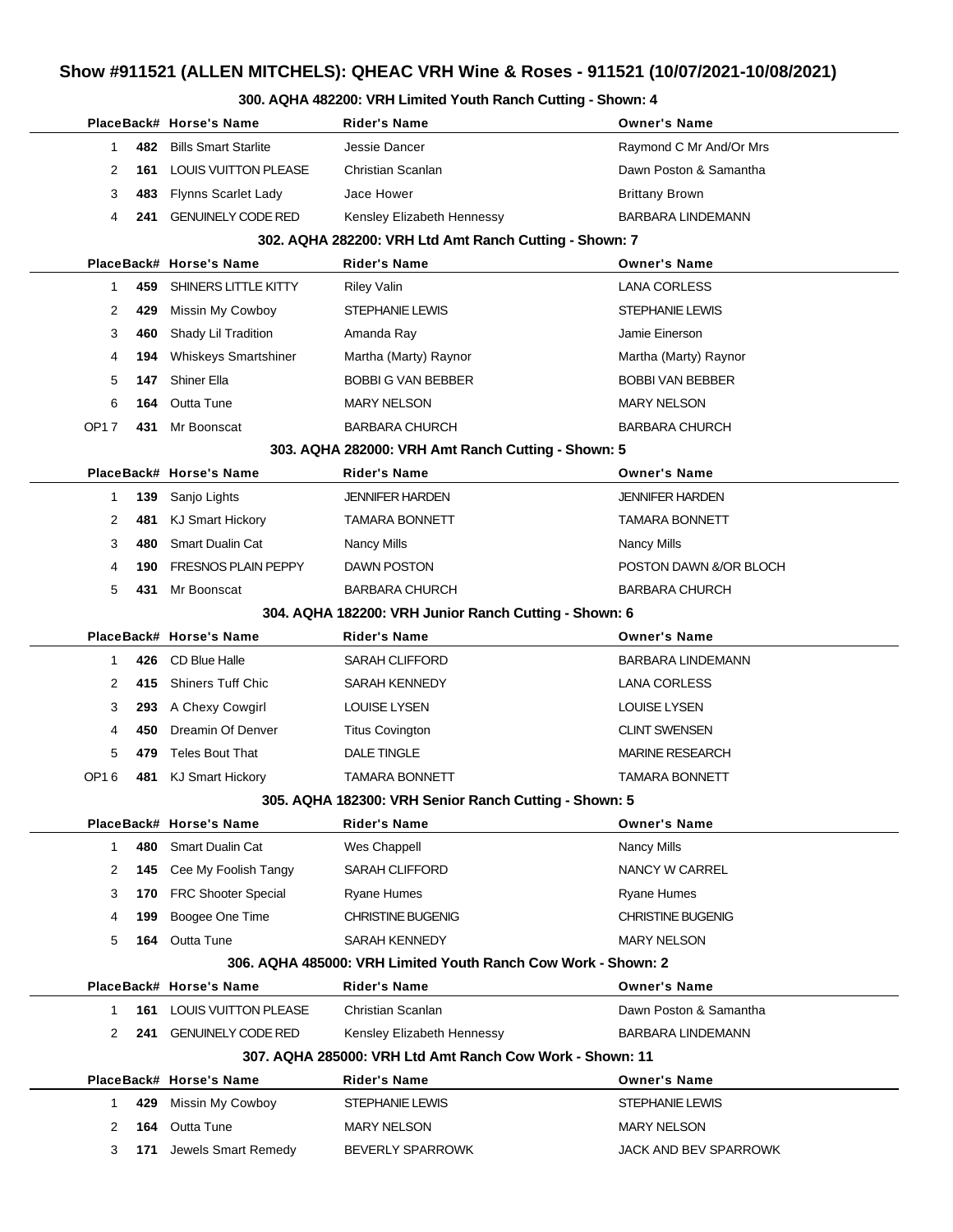# Show #911521 (ALLEN MITCHELS): QHEAC VRH Wine & Roses - 911521 (10/07/2021-10/08/2021)

### 300. AQHA 482200: VRH Limited Youth Ranch Cutting - Shown: 4

| Place | Back# | Horse's Name | Rider's Name | Owner's Name |
|---|---|---|---|---|
| 1 | 482 | Bills Smart Starlite | Jessie Dancer | Raymond C Mr And/Or Mrs |
| 2 | 161 | LOUIS VUITTON PLEASE | Christian Scanlan | Dawn Poston & Samantha |
| 3 | 483 | Flynns Scarlet Lady | Jace Hower | Brittany Brown |
| 4 | 241 | GENUINELY CODE RED | Kensley Elizabeth Hennessy | BARBARA LINDEMANN |

### 302. AQHA 282200: VRH Ltd Amt Ranch Cutting - Shown: 7

| Place | Back# | Horse's Name | Rider's Name | Owner's Name |
|---|---|---|---|---|
| 1 | 459 | SHINERS LITTLE KITTY | Riley Valin | LANA CORLESS |
| 2 | 429 | Missin My Cowboy | STEPHANIE LEWIS | STEPHANIE LEWIS |
| 3 | 460 | Shady Lil Tradition | Amanda Ray | Jamie Einerson |
| 4 | 194 | Whiskeys Smartshiner | Martha (Marty) Raynor | Martha (Marty) Raynor |
| 5 | 147 | Shiner Ella | BOBBI G VAN BEBBER | BOBBI VAN BEBBER |
| 6 | 164 | Outta Tune | MARY NELSON | MARY NELSON |
| OP1 7 | 431 | Mr Boonscat | BARBARA CHURCH | BARBARA CHURCH |

### 303. AQHA 282000: VRH Amt Ranch Cutting - Shown: 5

| Place | Back# | Horse's Name | Rider's Name | Owner's Name |
|---|---|---|---|---|
| 1 | 139 | Sanjo Lights | JENNIFER HARDEN | JENNIFER HARDEN |
| 2 | 481 | KJ Smart Hickory | TAMARA BONNETT | TAMARA BONNETT |
| 3 | 480 | Smart Dualin Cat | Nancy Mills | Nancy Mills |
| 4 | 190 | FRESNOS PLAIN PEPPY | DAWN POSTON | POSTON DAWN &/OR BLOCH |
| 5 | 431 | Mr Boonscat | BARBARA CHURCH | BARBARA CHURCH |

### 304. AQHA 182200: VRH Junior Ranch Cutting - Shown: 6

| Place | Back# | Horse's Name | Rider's Name | Owner's Name |
|---|---|---|---|---|
| 1 | 426 | CD Blue Halle | SARAH CLIFFORD | BARBARA LINDEMANN |
| 2 | 415 | Shiners Tuff Chic | SARAH KENNEDY | LANA CORLESS |
| 3 | 293 | A Chexy Cowgirl | LOUISE LYSEN | LOUISE LYSEN |
| 4 | 450 | Dreamin Of Denver | Titus Covington | CLINT SWENSEN |
| 5 | 479 | Teles Bout That | DALE TINGLE | MARINE RESEARCH |
| OP1 6 | 481 | KJ Smart Hickory | TAMARA BONNETT | TAMARA BONNETT |

### 305. AQHA 182300: VRH Senior Ranch Cutting - Shown: 5

| Place | Back# | Horse's Name | Rider's Name | Owner's Name |
|---|---|---|---|---|
| 1 | 480 | Smart Dualin Cat | Wes Chappell | Nancy Mills |
| 2 | 145 | Cee My Foolish Tangy | SARAH CLIFFORD | NANCY W CARREL |
| 3 | 170 | FRC Shooter Special | Ryane Humes | Ryane Humes |
| 4 | 199 | Boogee One Time | CHRISTINE BUGENIG | CHRISTINE BUGENIG |
| 5 | 164 | Outta Tune | SARAH KENNEDY | MARY NELSON |

### 306. AQHA 485000: VRH Limited Youth Ranch Cow Work - Shown: 2

| Place | Back# | Horse's Name | Rider's Name | Owner's Name |
|---|---|---|---|---|
| 1 | 161 | LOUIS VUITTON PLEASE | Christian Scanlan | Dawn Poston & Samantha |
| 2 | 241 | GENUINELY CODE RED | Kensley Elizabeth Hennessy | BARBARA LINDEMANN |

### 307. AQHA 285000: VRH Ltd Amt Ranch Cow Work - Shown: 11

| Place | Back# | Horse's Name | Rider's Name | Owner's Name |
|---|---|---|---|---|
| 1 | 429 | Missin My Cowboy | STEPHANIE LEWIS | STEPHANIE LEWIS |
| 2 | 164 | Outta Tune | MARY NELSON | MARY NELSON |
| 3 | 171 | Jewels Smart Remedy | BEVERLY SPARROWK | JACK AND BEV SPARROWK |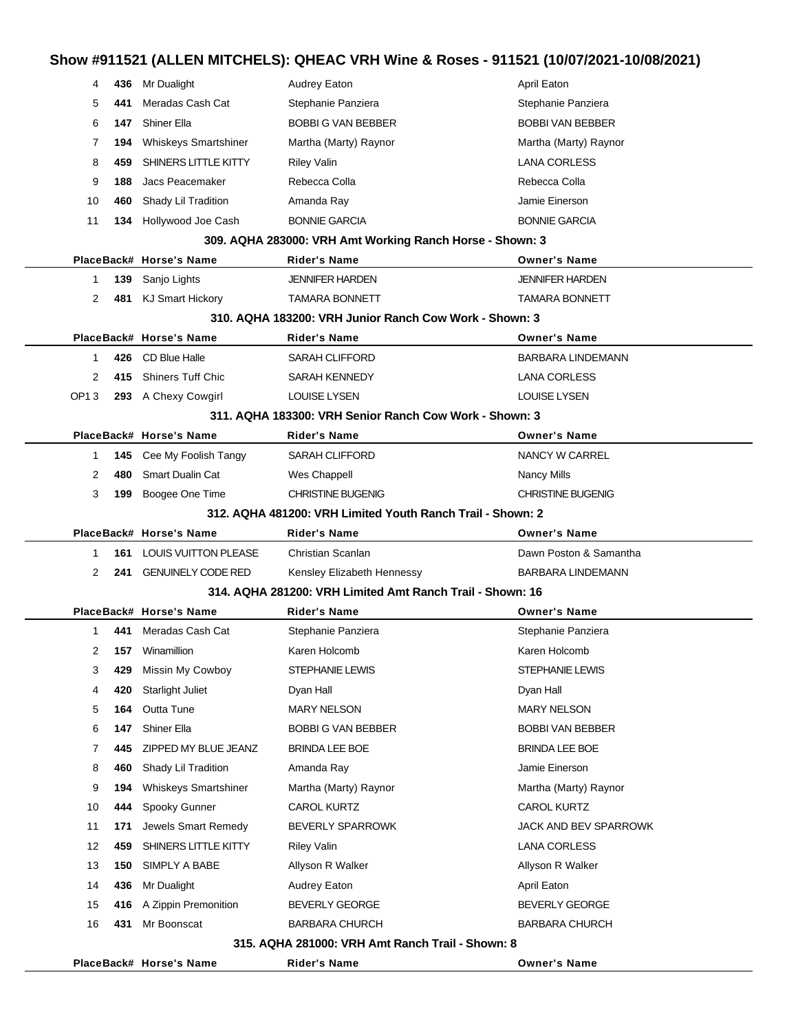| Place | Back# | Horse's Name | Rider's Name | Owner's Name |
|---|---|---|---|---|
| 4 | 436 | Mr Dualight | Audrey Eaton | April Eaton |
| 5 | 441 | Meradas Cash Cat | Stephanie Panziera | Stephanie Panziera |
| 6 | 147 | Shiner Ella | BOBBI G VAN BEBBER | BOBBI VAN BEBBER |
| 7 | 194 | Whiskeys Smartshiner | Martha (Marty) Raynor | Martha (Marty) Raynor |
| 8 | 459 | SHINERS LITTLE KITTY | Riley Valin | LANA CORLESS |
| 9 | 188 | Jacs Peacemaker | Rebecca Colla | Rebecca Colla |
| 10 | 460 | Shady Lil Tradition | Amanda Ray | Jamie Einerson |
| 11 | 134 | Hollywood Joe Cash | BONNIE GARCIA | BONNIE GARCIA |

### 309. AQHA 283000: VRH Amt Working Ranch Horse - Shown: 3

| Place | Back# | Horse's Name | Rider's Name | Owner's Name |
|---|---|---|---|---|
| 1 | 139 | Sanjo Lights | JENNIFER HARDEN | JENNIFER HARDEN |
| 2 | 481 | KJ Smart Hickory | TAMARA BONNETT | TAMARA BONNETT |

### 310. AQHA 183200: VRH Junior Ranch Cow Work - Shown: 3

| Place | Back# | Horse's Name | Rider's Name | Owner's Name |
|---|---|---|---|---|
| 1 | 426 | CD Blue Halle | SARAH CLIFFORD | BARBARA LINDEMANN |
| 2 | 415 | Shiners Tuff Chic | SARAH KENNEDY | LANA CORLESS |
| OP1 3 | 293 | A Chexy Cowgirl | LOUISE LYSEN | LOUISE LYSEN |

### 311. AQHA 183300: VRH Senior Ranch Cow Work - Shown: 3

| Place | Back# | Horse's Name | Rider's Name | Owner's Name |
|---|---|---|---|---|
| 1 | 145 | Cee My Foolish Tangy | SARAH CLIFFORD | NANCY W CARREL |
| 2 | 480 | Smart Dualin Cat | Wes Chappell | Nancy Mills |
| 3 | 199 | Boogee One Time | CHRISTINE BUGENIG | CHRISTINE BUGENIG |

### 312. AQHA 481200: VRH Limited Youth Ranch Trail - Shown: 2

| Place | Back# | Horse's Name | Rider's Name | Owner's Name |
|---|---|---|---|---|
| 1 | 161 | LOUIS VUITTON PLEASE | Christian Scanlan | Dawn Poston & Samantha |
| 2 | 241 | GENUINELY CODE RED | Kensley Elizabeth Hennessy | BARBARA LINDEMANN |

### 314. AQHA 281200: VRH Limited Amt Ranch Trail - Shown: 16

| Place | Back# | Horse's Name | Rider's Name | Owner's Name |
|---|---|---|---|---|
| 1 | 441 | Meradas Cash Cat | Stephanie Panziera | Stephanie Panziera |
| 2 | 157 | Winamillion | Karen Holcomb | Karen Holcomb |
| 3 | 429 | Missin My Cowboy | STEPHANIE LEWIS | STEPHANIE LEWIS |
| 4 | 420 | Starlight Juliet | Dyan Hall | Dyan Hall |
| 5 | 164 | Outta Tune | MARY NELSON | MARY NELSON |
| 6 | 147 | Shiner Ella | BOBBI G VAN BEBBER | BOBBI VAN BEBBER |
| 7 | 445 | ZIPPED MY BLUE JEANZ | BRINDA LEE BOE | BRINDA LEE BOE |
| 8 | 460 | Shady Lil Tradition | Amanda Ray | Jamie Einerson |
| 9 | 194 | Whiskeys Smartshiner | Martha (Marty) Raynor | Martha (Marty) Raynor |
| 10 | 444 | Spooky Gunner | CAROL KURTZ | CAROL KURTZ |
| 11 | 171 | Jewels Smart Remedy | BEVERLY SPARROWK | JACK AND BEV SPARROWK |
| 12 | 459 | SHINERS LITTLE KITTY | Riley Valin | LANA CORLESS |
| 13 | 150 | SIMPLY A BABE | Allyson R Walker | Allyson R Walker |
| 14 | 436 | Mr Dualight | Audrey Eaton | April Eaton |
| 15 | 416 | A Zippin Premonition | BEVERLY GEORGE | BEVERLY GEORGE |
| 16 | 431 | Mr Boonscat | BARBARA CHURCH | BARBARA CHURCH |

### 315. AQHA 281000: VRH Amt Ranch Trail - Shown: 8

| Place | Back# | Horse's Name | Rider's Name | Owner's Name |
|---|---|---|---|---|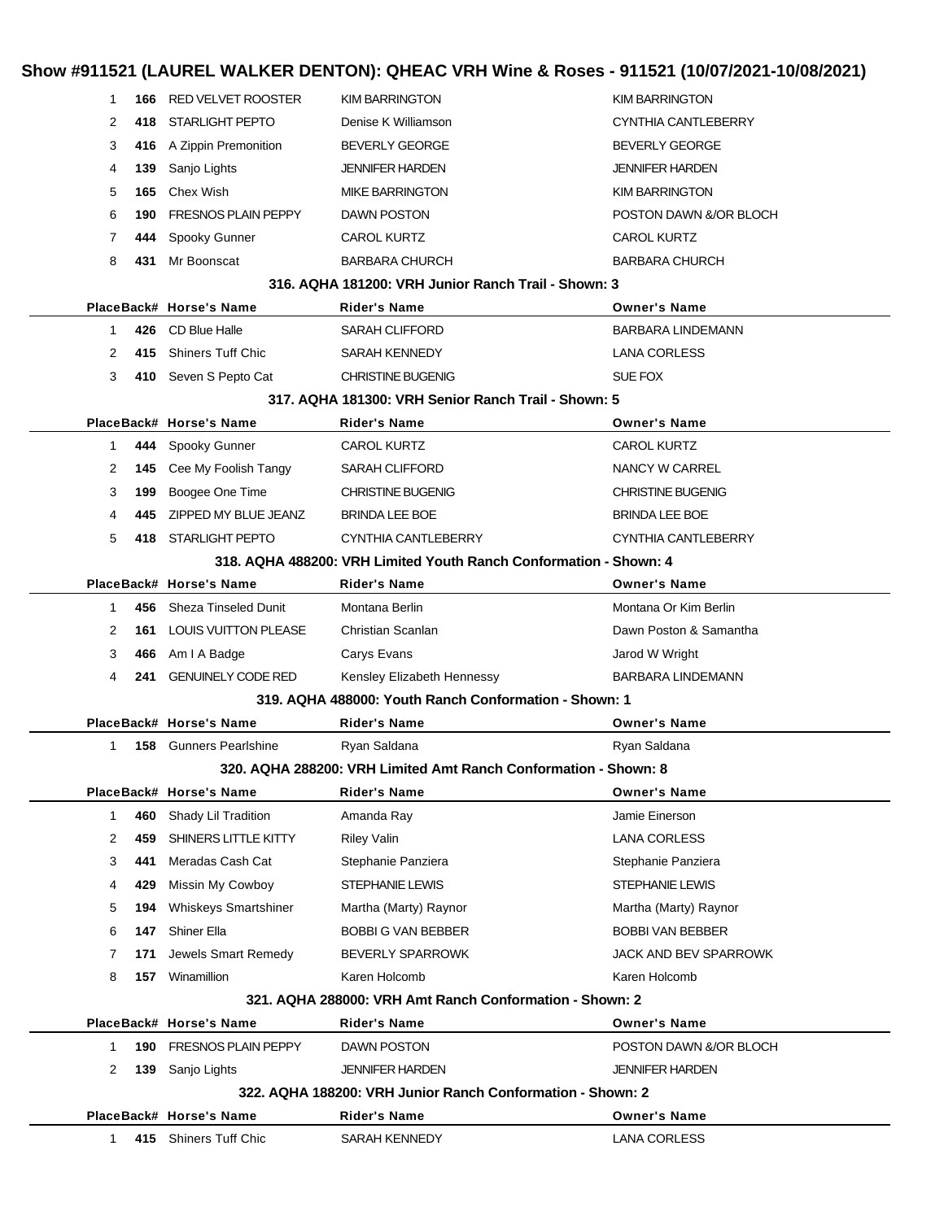# Show #911521 (LAUREL WALKER DENTON): QHEAC VRH Wine & Roses - 911521 (10/07/2021-10/08/2021)

| Place | Back# | Horse's Name | Rider's Name | Owner's Name |
|---|---|---|---|---|
| 1 | 166 | RED VELVET ROOSTER | KIM BARRINGTON | KIM BARRINGTON |
| 2 | 418 | STARLIGHT PEPTO | Denise K Williamson | CYNTHIA CANTLEBERRY |
| 3 | 416 | A Zippin Premonition | BEVERLY GEORGE | BEVERLY GEORGE |
| 4 | 139 | Sanjo Lights | JENNIFER HARDEN | JENNIFER HARDEN |
| 5 | 165 | Chex Wish | MIKE BARRINGTON | KIM BARRINGTON |
| 6 | 190 | FRESNOS PLAIN PEPPY | DAWN POSTON | POSTON DAWN &/OR BLOCH |
| 7 | 444 | Spooky Gunner | CAROL KURTZ | CAROL KURTZ |
| 8 | 431 | Mr Boonscat | BARBARA CHURCH | BARBARA CHURCH |

### 316. AQHA 181200: VRH Junior Ranch Trail - Shown: 3

| Place | Back# | Horse's Name | Rider's Name | Owner's Name |
|---|---|---|---|---|
| 1 | 426 | CD Blue Halle | SARAH CLIFFORD | BARBARA LINDEMANN |
| 2 | 415 | Shiners Tuff Chic | SARAH KENNEDY | LANA CORLESS |
| 3 | 410 | Seven S Pepto Cat | CHRISTINE BUGENIG | SUE FOX |

### 317. AQHA 181300: VRH Senior Ranch Trail - Shown: 5

| Place | Back# | Horse's Name | Rider's Name | Owner's Name |
|---|---|---|---|---|
| 1 | 444 | Spooky Gunner | CAROL KURTZ | CAROL KURTZ |
| 2 | 145 | Cee My Foolish Tangy | SARAH CLIFFORD | NANCY W CARREL |
| 3 | 199 | Boogee One Time | CHRISTINE BUGENIG | CHRISTINE BUGENIG |
| 4 | 445 | ZIPPED MY BLUE JEANZ | BRINDA LEE BOE | BRINDA LEE BOE |
| 5 | 418 | STARLIGHT PEPTO | CYNTHIA CANTLEBERRY | CYNTHIA CANTLEBERRY |

### 318. AQHA 488200: VRH Limited Youth Ranch Conformation - Shown: 4

| Place | Back# | Horse's Name | Rider's Name | Owner's Name |
|---|---|---|---|---|
| 1 | 456 | Sheza Tinseled Dunit | Montana Berlin | Montana Or Kim Berlin |
| 2 | 161 | LOUIS VUITTON PLEASE | Christian Scanlan | Dawn Poston & Samantha |
| 3 | 466 | Am I A Badge | Carys Evans | Jarod W Wright |
| 4 | 241 | GENUINELY CODE RED | Kensley Elizabeth Hennessy | BARBARA LINDEMANN |

### 319. AQHA 488000: Youth Ranch Conformation - Shown: 1

| Place | Back# | Horse's Name | Rider's Name | Owner's Name |
|---|---|---|---|---|
| 1 | 158 | Gunners Pearlshine | Ryan Saldana | Ryan Saldana |

### 320. AQHA 288200: VRH Limited Amt Ranch Conformation - Shown: 8

| Place | Back# | Horse's Name | Rider's Name | Owner's Name |
|---|---|---|---|---|
| 1 | 460 | Shady Lil Tradition | Amanda Ray | Jamie Einerson |
| 2 | 459 | SHINERS LITTLE KITTY | Riley Valin | LANA CORLESS |
| 3 | 441 | Meradas Cash Cat | Stephanie Panziera | Stephanie Panziera |
| 4 | 429 | Missin My Cowboy | STEPHANIE LEWIS | STEPHANIE LEWIS |
| 5 | 194 | Whiskeys Smartshiner | Martha (Marty) Raynor | Martha (Marty) Raynor |
| 6 | 147 | Shiner Ella | BOBBI G VAN BEBBER | BOBBI VAN BEBBER |
| 7 | 171 | Jewels Smart Remedy | BEVERLY SPARROWK | JACK AND BEV SPARROWK |
| 8 | 157 | Winamillion | Karen Holcomb | Karen Holcomb |

### 321. AQHA 288000: VRH Amt Ranch Conformation - Shown: 2

| Place | Back# | Horse's Name | Rider's Name | Owner's Name |
|---|---|---|---|---|
| 1 | 190 | FRESNOS PLAIN PEPPY | DAWN POSTON | POSTON DAWN &/OR BLOCH |
| 2 | 139 | Sanjo Lights | JENNIFER HARDEN | JENNIFER HARDEN |

### 322. AQHA 188200: VRH Junior Ranch Conformation - Shown: 2

| Place | Back# | Horse's Name | Rider's Name | Owner's Name |
|---|---|---|---|---|
| 1 | 415 | Shiners Tuff Chic | SARAH KENNEDY | LANA CORLESS |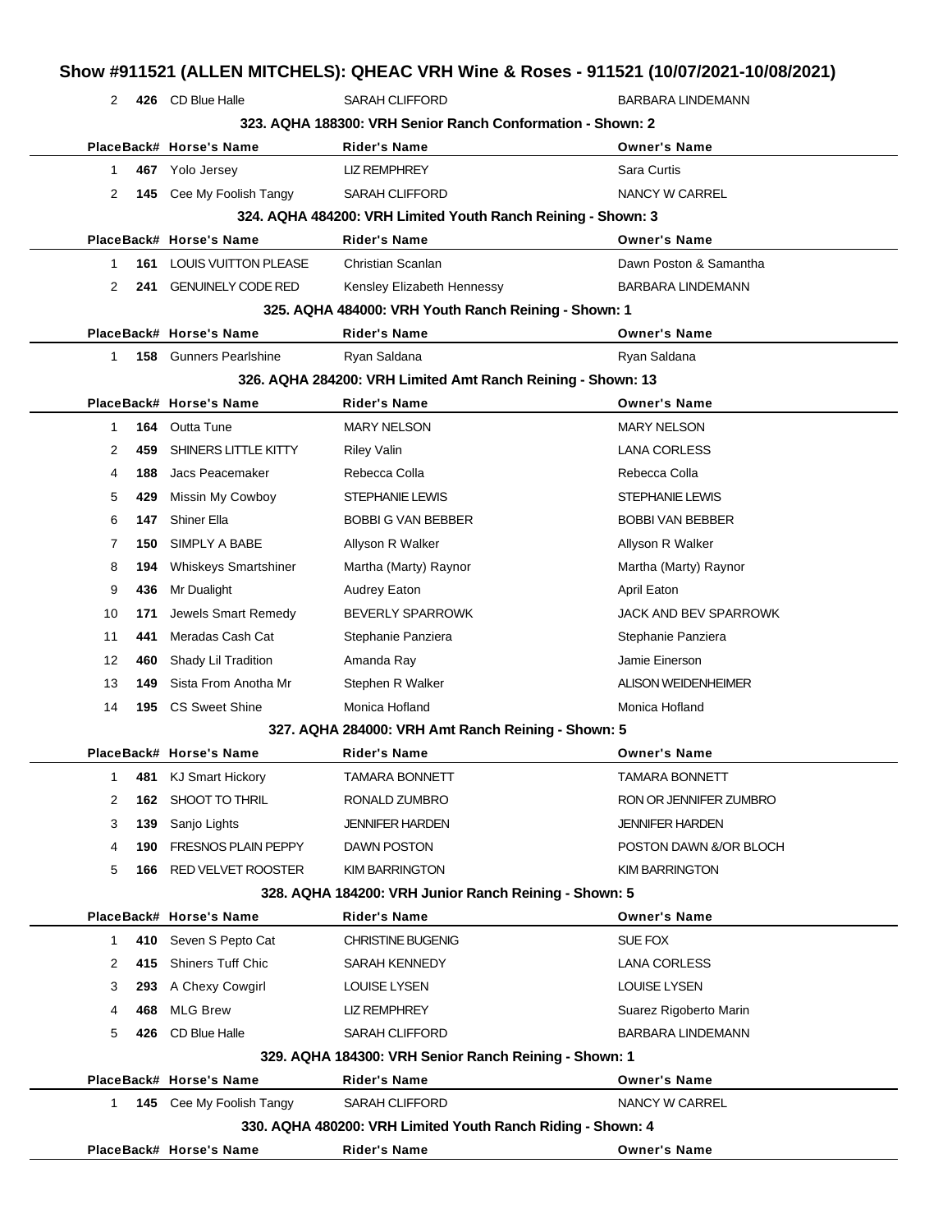# Show #911521 (ALLEN MITCHELS): QHEAC VRH Wine & Roses - 911521 (10/07/2021-10/08/2021)

| Place | Back# | Horse's Name | Rider's Name | Owner's Name |
|---|---|---|---|---|
| 2 | 426 | CD Blue Halle | SARAH CLIFFORD | BARBARA LINDEMANN |

### 323. AQHA 188300: VRH Senior Ranch Conformation - Shown: 2

| Place | Back# | Horse's Name | Rider's Name | Owner's Name |
|---|---|---|---|---|
| 1 | 467 | Yolo Jersey | LIZ REMPHREY | Sara Curtis |
| 2 | 145 | Cee My Foolish Tangy | SARAH CLIFFORD | NANCY W CARREL |

### 324. AQHA 484200: VRH Limited Youth Ranch Reining - Shown: 3

| Place | Back# | Horse's Name | Rider's Name | Owner's Name |
|---|---|---|---|---|
| 1 | 161 | LOUIS VUITTON PLEASE | Christian Scanlan | Dawn Poston & Samantha |
| 2 | 241 | GENUINELY CODE RED | Kensley Elizabeth Hennessy | BARBARA LINDEMANN |

### 325. AQHA 484000: VRH Youth Ranch Reining - Shown: 1

| Place | Back# | Horse's Name | Rider's Name | Owner's Name |
|---|---|---|---|---|
| 1 | 158 | Gunners Pearlshine | Ryan Saldana | Ryan Saldana |

### 326. AQHA 284200: VRH Limited Amt Ranch Reining - Shown: 13

| Place | Back# | Horse's Name | Rider's Name | Owner's Name |
|---|---|---|---|---|
| 1 | 164 | Outta Tune | MARY NELSON | MARY NELSON |
| 2 | 459 | SHINERS LITTLE KITTY | Riley Valin | LANA CORLESS |
| 4 | 188 | Jacs Peacemaker | Rebecca Colla | Rebecca Colla |
| 5 | 429 | Missin My Cowboy | STEPHANIE LEWIS | STEPHANIE LEWIS |
| 6 | 147 | Shiner Ella | BOBBI G VAN BEBBER | BOBBI VAN BEBBER |
| 7 | 150 | SIMPLY A BABE | Allyson R Walker | Allyson R Walker |
| 8 | 194 | Whiskeys Smartshiner | Martha (Marty) Raynor | Martha (Marty) Raynor |
| 9 | 436 | Mr Dualight | Audrey Eaton | April Eaton |
| 10 | 171 | Jewels Smart Remedy | BEVERLY SPARROWK | JACK AND BEV SPARROWK |
| 11 | 441 | Meradas Cash Cat | Stephanie Panziera | Stephanie Panziera |
| 12 | 460 | Shady Lil Tradition | Amanda Ray | Jamie Einerson |
| 13 | 149 | Sista From Anotha Mr | Stephen R Walker | ALISON WEIDENHEIMER |
| 14 | 195 | CS Sweet Shine | Monica Hofland | Monica Hofland |

### 327. AQHA 284000: VRH Amt Ranch Reining - Shown: 5

| Place | Back# | Horse's Name | Rider's Name | Owner's Name |
|---|---|---|---|---|
| 1 | 481 | KJ Smart Hickory | TAMARA BONNETT | TAMARA BONNETT |
| 2 | 162 | SHOOT TO THRIL | RONALD ZUMBRO | RON OR JENNIFER ZUMBRO |
| 3 | 139 | Sanjo Lights | JENNIFER HARDEN | JENNIFER HARDEN |
| 4 | 190 | FRESNOS PLAIN PEPPY | DAWN POSTON | POSTON DAWN &/OR BLOCH |
| 5 | 166 | RED VELVET ROOSTER | KIM BARRINGTON | KIM BARRINGTON |

### 328. AQHA 184200: VRH Junior Ranch Reining - Shown: 5

| Place | Back# | Horse's Name | Rider's Name | Owner's Name |
|---|---|---|---|---|
| 1 | 410 | Seven S Pepto Cat | CHRISTINE BUGENIG | SUE FOX |
| 2 | 415 | Shiners Tuff Chic | SARAH KENNEDY | LANA CORLESS |
| 3 | 293 | A Chexy Cowgirl | LOUISE LYSEN | LOUISE LYSEN |
| 4 | 468 | MLG Brew | LIZ REMPHREY | Suarez Rigoberto Marin |
| 5 | 426 | CD Blue Halle | SARAH CLIFFORD | BARBARA LINDEMANN |

### 329. AQHA 184300: VRH Senior Ranch Reining - Shown: 1

| Place | Back# | Horse's Name | Rider's Name | Owner's Name |
|---|---|---|---|---|
| 1 | 145 | Cee My Foolish Tangy | SARAH CLIFFORD | NANCY W CARREL |

### 330. AQHA 480200: VRH Limited Youth Ranch Riding - Shown: 4

| Place | Back# | Horse's Name | Rider's Name | Owner's Name |
|---|---|---|---|---|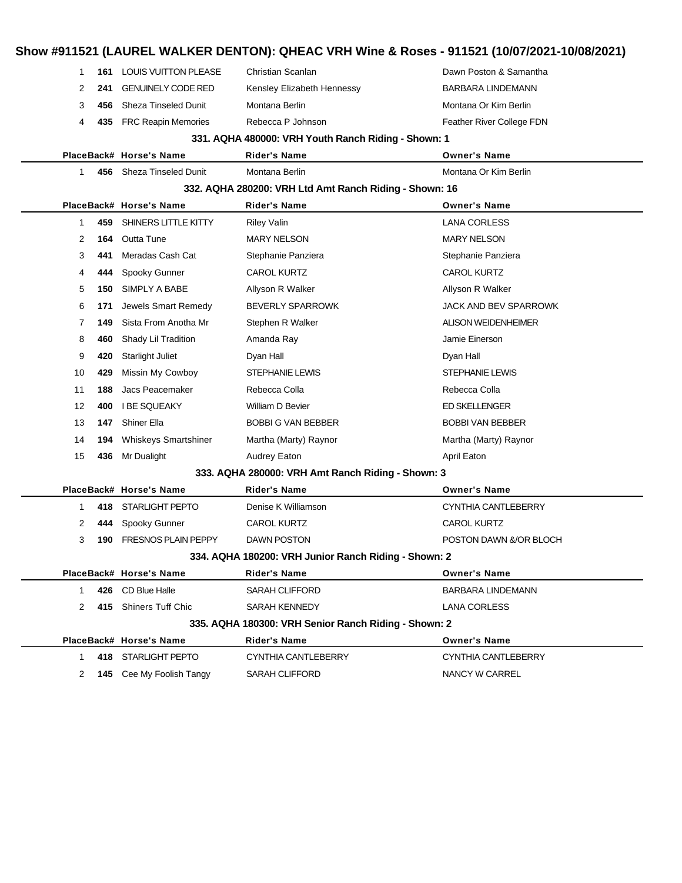# Show #911521 (LAUREL WALKER DENTON): QHEAC VRH Wine & Roses - 911521 (10/07/2021-10/08/2021)

| Place | Back# | Horse's Name | Rider's Name | Owner's Name |
|---|---|---|---|---|
| 1 | 161 | LOUIS VUITTON PLEASE | Christian Scanlan | Dawn Poston & Samantha |
| 2 | 241 | GENUINELY CODE RED | Kensley Elizabeth Hennessy | BARBARA LINDEMANN |
| 3 | 456 | Sheza Tinseled Dunit | Montana Berlin | Montana Or Kim Berlin |
| 4 | 435 | FRC Reapin Memories | Rebecca P Johnson | Feather River College FDN |

### 331. AQHA 480000: VRH Youth Ranch Riding - Shown: 1

| Place | Back# | Horse's Name | Rider's Name | Owner's Name |
|---|---|---|---|---|
| 1 | 456 | Sheza Tinseled Dunit | Montana Berlin | Montana Or Kim Berlin |

### 332. AQHA 280200: VRH Ltd Amt Ranch Riding - Shown: 16

| Place | Back# | Horse's Name | Rider's Name | Owner's Name |
|---|---|---|---|---|
| 1 | 459 | SHINERS LITTLE KITTY | Riley Valin | LANA CORLESS |
| 2 | 164 | Outta Tune | MARY NELSON | MARY NELSON |
| 3 | 441 | Meradas Cash Cat | Stephanie Panziera | Stephanie Panziera |
| 4 | 444 | Spooky Gunner | CAROL KURTZ | CAROL KURTZ |
| 5 | 150 | SIMPLY A BABE | Allyson R Walker | Allyson R Walker |
| 6 | 171 | Jewels Smart Remedy | BEVERLY SPARROWK | JACK AND BEV SPARROWK |
| 7 | 149 | Sista From Anotha Mr | Stephen R Walker | ALISON WEIDENHEIMER |
| 8 | 460 | Shady Lil Tradition | Amanda Ray | Jamie Einerson |
| 9 | 420 | Starlight Juliet | Dyan Hall | Dyan Hall |
| 10 | 429 | Missin My Cowboy | STEPHANIE LEWIS | STEPHANIE LEWIS |
| 11 | 188 | Jacs Peacemaker | Rebecca Colla | Rebecca Colla |
| 12 | 400 | I BE SQUEAKY | William D Bevier | ED SKELLENGER |
| 13 | 147 | Shiner Ella | BOBBI G VAN BEBBER | BOBBI VAN BEBBER |
| 14 | 194 | Whiskeys Smartshiner | Martha (Marty) Raynor | Martha (Marty) Raynor |
| 15 | 436 | Mr Dualight | Audrey Eaton | April Eaton |

### 333. AQHA 280000: VRH Amt Ranch Riding - Shown: 3

| Place | Back# | Horse's Name | Rider's Name | Owner's Name |
|---|---|---|---|---|
| 1 | 418 | STARLIGHT PEPTO | Denise K Williamson | CYNTHIA CANTLEBERRY |
| 2 | 444 | Spooky Gunner | CAROL KURTZ | CAROL KURTZ |
| 3 | 190 | FRESNOS PLAIN PEPPY | DAWN POSTON | POSTON DAWN &/OR BLOCH |

### 334. AQHA 180200: VRH Junior Ranch Riding - Shown: 2

| Place | Back# | Horse's Name | Rider's Name | Owner's Name |
|---|---|---|---|---|
| 1 | 426 | CD Blue Halle | SARAH CLIFFORD | BARBARA LINDEMANN |
| 2 | 415 | Shiners Tuff Chic | SARAH KENNEDY | LANA CORLESS |

### 335. AQHA 180300: VRH Senior Ranch Riding - Shown: 2

| Place | Back# | Horse's Name | Rider's Name | Owner's Name |
|---|---|---|---|---|
| 1 | 418 | STARLIGHT PEPTO | CYNTHIA CANTLEBERRY | CYNTHIA CANTLEBERRY |
| 2 | 145 | Cee My Foolish Tangy | SARAH CLIFFORD | NANCY W CARREL |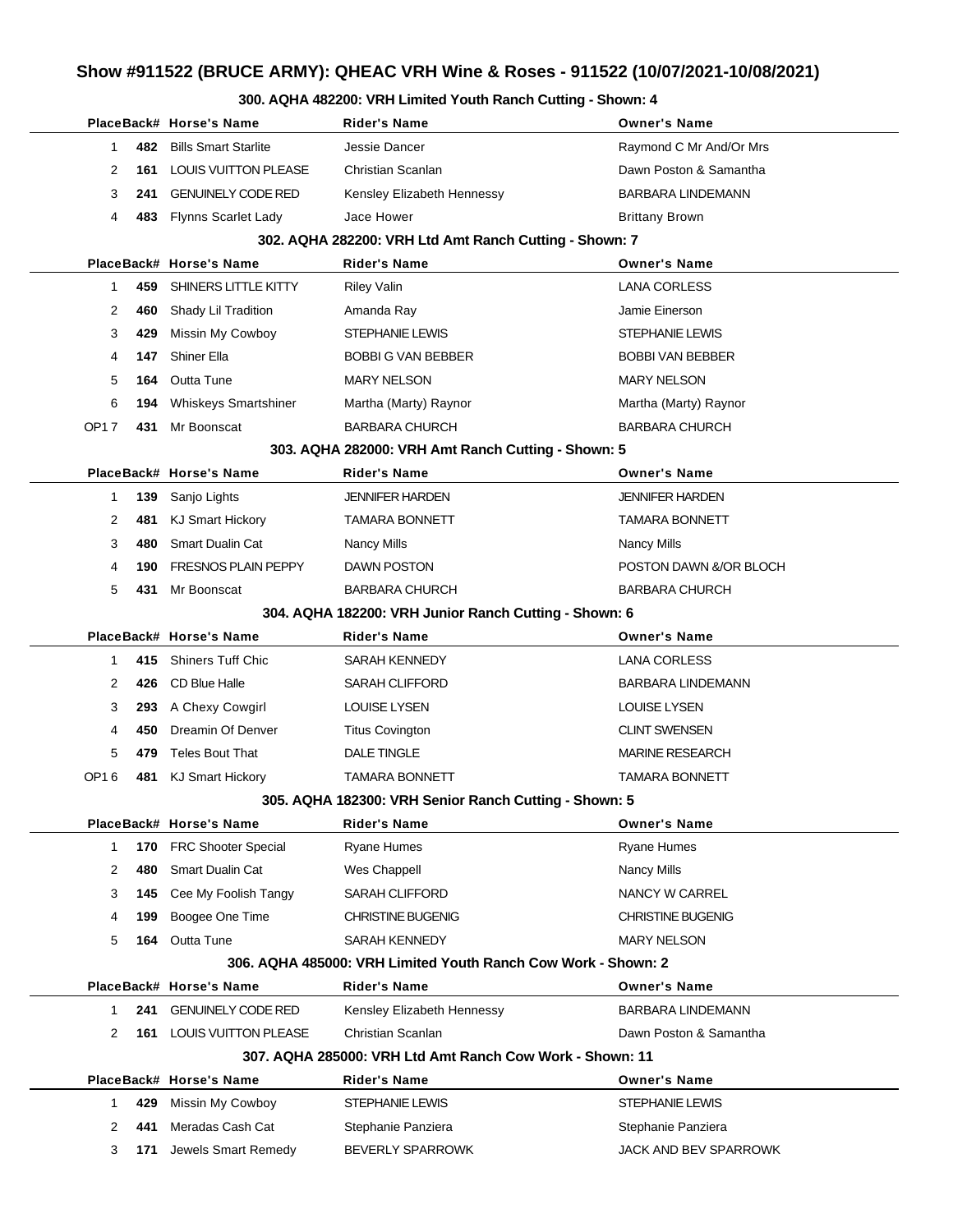# Show #911522 (BRUCE ARMY): QHEAC VRH Wine & Roses - 911522 (10/07/2021-10/08/2021)

## 300. AQHA 482200: VRH Limited Youth Ranch Cutting - Shown: 4

| Place | Back# | Horse's Name | Rider's Name | Owner's Name |
|---|---|---|---|---|
| 1 | 482 | Bills Smart Starlite | Jessie Dancer | Raymond C Mr And/Or Mrs |
| 2 | 161 | LOUIS VUITTON PLEASE | Christian Scanlan | Dawn Poston & Samantha |
| 3 | 241 | GENUINELY CODE RED | Kensley Elizabeth Hennessy | BARBARA LINDEMANN |
| 4 | 483 | Flynns Scarlet Lady | Jace Hower | Brittany Brown |

## 302. AQHA 282200: VRH Ltd Amt Ranch Cutting - Shown: 7

| Place | Back# | Horse's Name | Rider's Name | Owner's Name |
|---|---|---|---|---|
| 1 | 459 | SHINERS LITTLE KITTY | Riley Valin | LANA CORLESS |
| 2 | 460 | Shady Lil Tradition | Amanda Ray | Jamie Einerson |
| 3 | 429 | Missin My Cowboy | STEPHANIE LEWIS | STEPHANIE LEWIS |
| 4 | 147 | Shiner Ella | BOBBI G VAN BEBBER | BOBBI VAN BEBBER |
| 5 | 164 | Outta Tune | MARY NELSON | MARY NELSON |
| 6 | 194 | Whiskeys Smartshiner | Martha (Marty) Raynor | Martha (Marty) Raynor |
| OP1 7 | 431 | Mr Boonscat | BARBARA CHURCH | BARBARA CHURCH |

## 303. AQHA 282000: VRH Amt Ranch Cutting - Shown: 5

| Place | Back# | Horse's Name | Rider's Name | Owner's Name |
|---|---|---|---|---|
| 1 | 139 | Sanjo Lights | JENNIFER HARDEN | JENNIFER HARDEN |
| 2 | 481 | KJ Smart Hickory | TAMARA BONNETT | TAMARA BONNETT |
| 3 | 480 | Smart Dualin Cat | Nancy Mills | Nancy Mills |
| 4 | 190 | FRESNOS PLAIN PEPPY | DAWN POSTON | POSTON DAWN &/OR BLOCH |
| 5 | 431 | Mr Boonscat | BARBARA CHURCH | BARBARA CHURCH |

## 304. AQHA 182200: VRH Junior Ranch Cutting - Shown: 6

| Place | Back# | Horse's Name | Rider's Name | Owner's Name |
|---|---|---|---|---|
| 1 | 415 | Shiners Tuff Chic | SARAH KENNEDY | LANA CORLESS |
| 2 | 426 | CD Blue Halle | SARAH CLIFFORD | BARBARA LINDEMANN |
| 3 | 293 | A Chexy Cowgirl | LOUISE LYSEN | LOUISE LYSEN |
| 4 | 450 | Dreamin Of Denver | Titus Covington | CLINT SWENSEN |
| 5 | 479 | Teles Bout That | DALE TINGLE | MARINE RESEARCH |
| OP1 6 | 481 | KJ Smart Hickory | TAMARA BONNETT | TAMARA BONNETT |

## 305. AQHA 182300: VRH Senior Ranch Cutting - Shown: 5

| Place | Back# | Horse's Name | Rider's Name | Owner's Name |
|---|---|---|---|---|
| 1 | 170 | FRC Shooter Special | Ryane Humes | Ryane Humes |
| 2 | 480 | Smart Dualin Cat | Wes Chappell | Nancy Mills |
| 3 | 145 | Cee My Foolish Tangy | SARAH CLIFFORD | NANCY W CARREL |
| 4 | 199 | Boogee One Time | CHRISTINE BUGENIG | CHRISTINE BUGENIG |
| 5 | 164 | Outta Tune | SARAH KENNEDY | MARY NELSON |

## 306. AQHA 485000: VRH Limited Youth Ranch Cow Work - Shown: 2

| Place | Back# | Horse's Name | Rider's Name | Owner's Name |
|---|---|---|---|---|
| 1 | 241 | GENUINELY CODE RED | Kensley Elizabeth Hennessy | BARBARA LINDEMANN |
| 2 | 161 | LOUIS VUITTON PLEASE | Christian Scanlan | Dawn Poston & Samantha |

## 307. AQHA 285000: VRH Ltd Amt Ranch Cow Work - Shown: 11

| Place | Back# | Horse's Name | Rider's Name | Owner's Name |
|---|---|---|---|---|
| 1 | 429 | Missin My Cowboy | STEPHANIE LEWIS | STEPHANIE LEWIS |
| 2 | 441 | Meradas Cash Cat | Stephanie Panziera | Stephanie Panziera |
| 3 | 171 | Jewels Smart Remedy | BEVERLY SPARROWK | JACK AND BEV SPARROWK |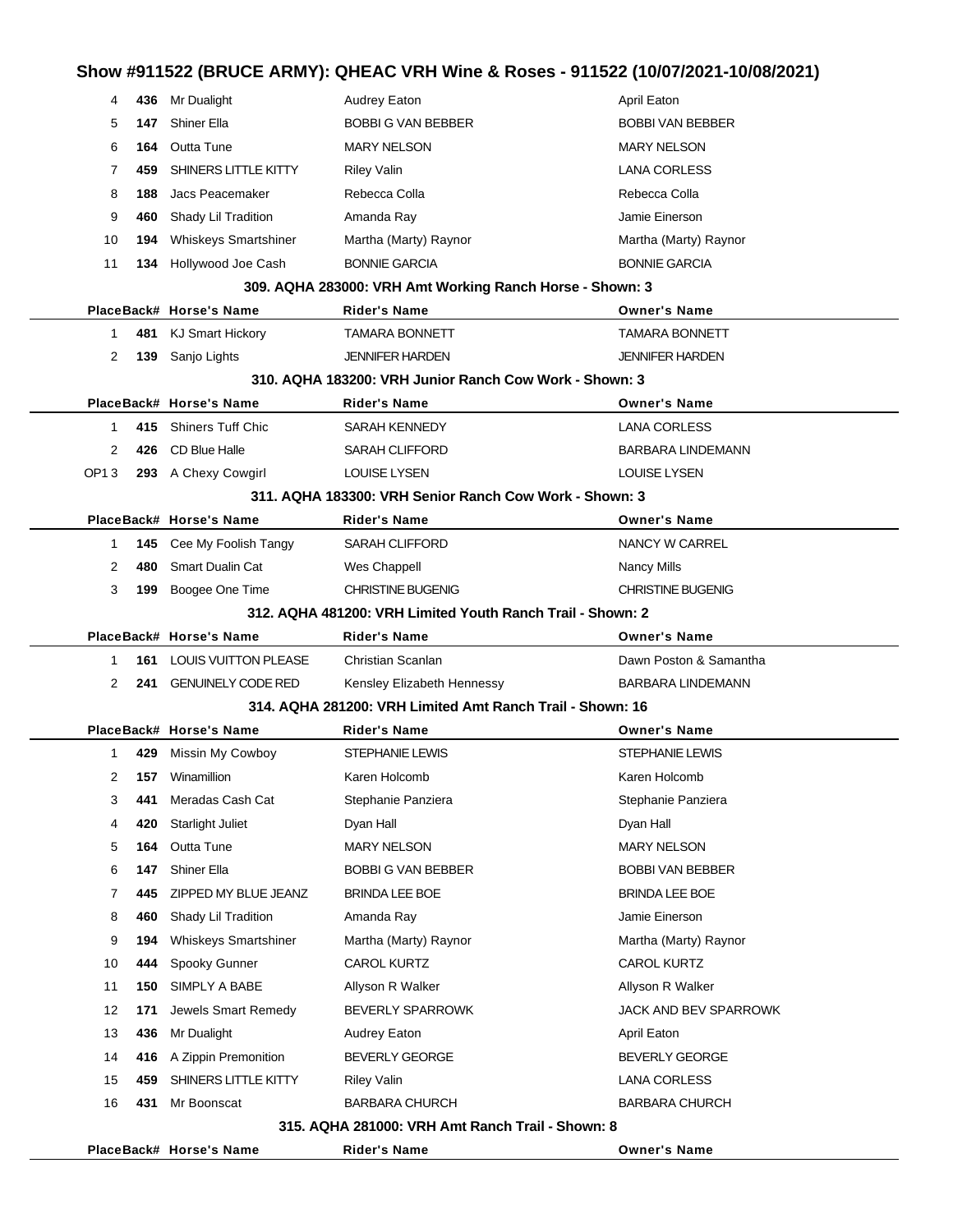## Show #911522 (BRUCE ARMY): QHEAC VRH Wine & Roses - 911522 (10/07/2021-10/08/2021)

| Place | Back# | Horse's Name | Rider's Name | Owner's Name |
|---|---|---|---|---|
| 4 | **436** | Mr Dualight | Audrey Eaton | April Eaton |
| 5 | **147** | Shiner Ella | BOBBI G VAN BEBBER | BOBBI VAN BEBBER |
| 6 | **164** | Outta Tune | MARY NELSON | MARY NELSON |
| 7 | **459** | SHINERS LITTLE KITTY | Riley Valin | LANA CORLESS |
| 8 | **188** | Jacs Peacemaker | Rebecca Colla | Rebecca Colla |
| 9 | **460** | Shady Lil Tradition | Amanda Ray | Jamie Einerson |
| 10 | **194** | Whiskeys Smartshiner | Martha (Marty) Raynor | Martha (Marty) Raynor |
| 11 | **134** | Hollywood Joe Cash | BONNIE GARCIA | BONNIE GARCIA |

### 309. AQHA 283000: VRH Amt Working Ranch Horse - Shown: 3

| Place | Back# | Horse's Name | Rider's Name | Owner's Name |
|---|---|---|---|---|
| 1 | **481** | KJ Smart Hickory | TAMARA BONNETT | TAMARA BONNETT |
| 2 | **139** | Sanjo Lights | JENNIFER HARDEN | JENNIFER HARDEN |

### 310. AQHA 183200: VRH Junior Ranch Cow Work - Shown: 3

| Place | Back# | Horse's Name | Rider's Name | Owner's Name |
|---|---|---|---|---|
| 1 | **415** | Shiners Tuff Chic | SARAH KENNEDY | LANA CORLESS |
| 2 | **426** | CD Blue Halle | SARAH CLIFFORD | BARBARA LINDEMANN |
| OP1 3 | **293** | A Chexy Cowgirl | LOUISE LYSEN | LOUISE LYSEN |

### 311. AQHA 183300: VRH Senior Ranch Cow Work - Shown: 3

| Place | Back# | Horse's Name | Rider's Name | Owner's Name |
|---|---|---|---|---|
| 1 | **145** | Cee My Foolish Tangy | SARAH CLIFFORD | NANCY W CARREL |
| 2 | **480** | Smart Dualin Cat | Wes Chappell | Nancy Mills |
| 3 | **199** | Boogee One Time | CHRISTINE BUGENIG | CHRISTINE BUGENIG |

### 312. AQHA 481200: VRH Limited Youth Ranch Trail - Shown: 2

| Place | Back# | Horse's Name | Rider's Name | Owner's Name |
|---|---|---|---|---|
| 1 | **161** | LOUIS VUITTON PLEASE | Christian Scanlan | Dawn Poston & Samantha |
| 2 | **241** | GENUINELY CODE RED | Kensley Elizabeth Hennessy | BARBARA LINDEMANN |

### 314. AQHA 281200: VRH Limited Amt Ranch Trail - Shown: 16

| Place | Back# | Horse's Name | Rider's Name | Owner's Name |
|---|---|---|---|---|
| 1 | **429** | Missin My Cowboy | STEPHANIE LEWIS | STEPHANIE LEWIS |
| 2 | **157** | Winamillion | Karen Holcomb | Karen Holcomb |
| 3 | **441** | Meradas Cash Cat | Stephanie Panziera | Stephanie Panziera |
| 4 | **420** | Starlight Juliet | Dyan Hall | Dyan Hall |
| 5 | **164** | Outta Tune | MARY NELSON | MARY NELSON |
| 6 | **147** | Shiner Ella | BOBBI G VAN BEBBER | BOBBI VAN BEBBER |
| 7 | **445** | ZIPPED MY BLUE JEANZ | BRINDA LEE BOE | BRINDA LEE BOE |
| 8 | **460** | Shady Lil Tradition | Amanda Ray | Jamie Einerson |
| 9 | **194** | Whiskeys Smartshiner | Martha (Marty) Raynor | Martha (Marty) Raynor |
| 10 | **444** | Spooky Gunner | CAROL KURTZ | CAROL KURTZ |
| 11 | **150** | SIMPLY A BABE | Allyson R Walker | Allyson R Walker |
| 12 | **171** | Jewels Smart Remedy | BEVERLY SPARROWK | JACK AND BEV SPARROWK |
| 13 | **436** | Mr Dualight | Audrey Eaton | April Eaton |
| 14 | **416** | A Zippin Premonition | BEVERLY GEORGE | BEVERLY GEORGE |
| 15 | **459** | SHINERS LITTLE KITTY | Riley Valin | LANA CORLESS |
| 16 | **431** | Mr Boonscat | BARBARA CHURCH | BARBARA CHURCH |

### 315. AQHA 281000: VRH Amt Ranch Trail - Shown: 8

| Place | Back# | Horse's Name | Rider's Name | Owner's Name |
|---|---|---|---|---|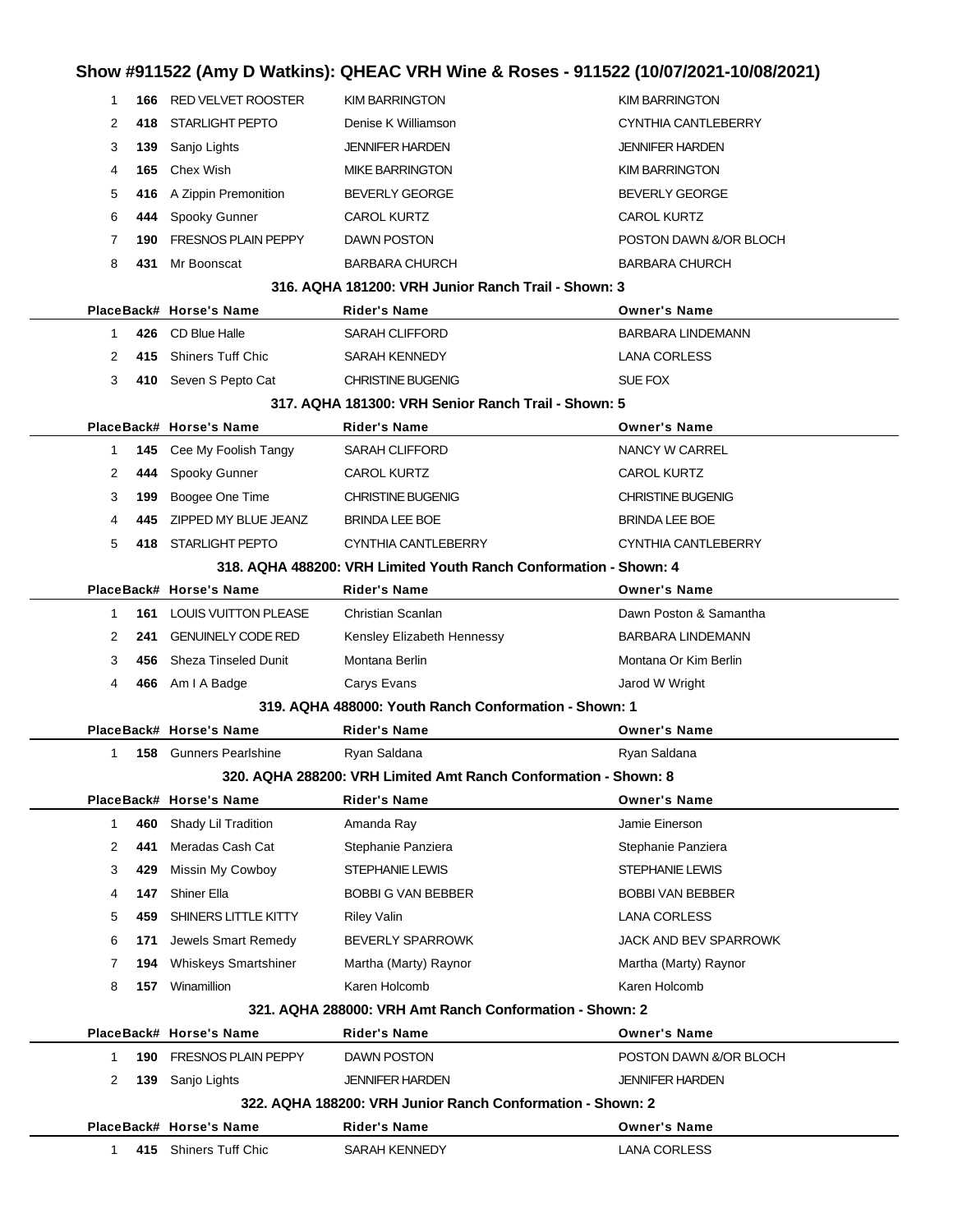## Show #911522 (Amy D Watkins): QHEAC VRH Wine & Roses - 911522 (10/07/2021-10/08/2021)

| Place | Back# | Horse's Name | Rider's Name | Owner's Name |
|---|---|---|---|---|
| 1 | **166** | RED VELVET ROOSTER | KIM BARRINGTON | KIM BARRINGTON |
| 2 | **418** | STARLIGHT PEPTO | Denise K Williamson | CYNTHIA CANTLEBERRY |
| 3 | **139** | Sanjo Lights | JENNIFER HARDEN | JENNIFER HARDEN |
| 4 | **165** | Chex Wish | MIKE BARRINGTON | KIM BARRINGTON |
| 5 | **416** | A Zippin Premonition | BEVERLY GEORGE | BEVERLY GEORGE |
| 6 | **444** | Spooky Gunner | CAROL KURTZ | CAROL KURTZ |
| 7 | **190** | FRESNOS PLAIN PEPPY | DAWN POSTON | POSTON DAWN &/OR BLOCH |
| 8 | **431** | Mr Boonscat | BARBARA CHURCH | BARBARA CHURCH |

### 316. AQHA 181200: VRH Junior Ranch Trail - Shown: 3

| Place | Back# | Horse's Name | Rider's Name | Owner's Name |
|---|---|---|---|---|
| 1 | **426** | CD Blue Halle | SARAH CLIFFORD | BARBARA LINDEMANN |
| 2 | **415** | Shiners Tuff Chic | SARAH KENNEDY | LANA CORLESS |
| 3 | **410** | Seven S Pepto Cat | CHRISTINE BUGENIG | SUE FOX |

### 317. AQHA 181300: VRH Senior Ranch Trail - Shown: 5

| Place | Back# | Horse's Name | Rider's Name | Owner's Name |
|---|---|---|---|---|
| 1 | **145** | Cee My Foolish Tangy | SARAH CLIFFORD | NANCY W CARREL |
| 2 | **444** | Spooky Gunner | CAROL KURTZ | CAROL KURTZ |
| 3 | **199** | Boogee One Time | CHRISTINE BUGENIG | CHRISTINE BUGENIG |
| 4 | **445** | ZIPPED MY BLUE JEANZ | BRINDA LEE BOE | BRINDA LEE BOE |
| 5 | **418** | STARLIGHT PEPTO | CYNTHIA CANTLEBERRY | CYNTHIA CANTLEBERRY |

### 318. AQHA 488200: VRH Limited Youth Ranch Conformation - Shown: 4

| Place | Back# | Horse's Name | Rider's Name | Owner's Name |
|---|---|---|---|---|
| 1 | **161** | LOUIS VUITTON PLEASE | Christian Scanlan | Dawn Poston & Samantha |
| 2 | **241** | GENUINELY CODE RED | Kensley Elizabeth Hennessy | BARBARA LINDEMANN |
| 3 | **456** | Sheza Tinseled Dunit | Montana Berlin | Montana Or Kim Berlin |
| 4 | **466** | Am I A Badge | Carys Evans | Jarod W Wright |

### 319. AQHA 488000: Youth Ranch Conformation - Shown: 1

| Place | Back# | Horse's Name | Rider's Name | Owner's Name |
|---|---|---|---|---|
| 1 | **158** | Gunners Pearlshine | Ryan Saldana | Ryan Saldana |

### 320. AQHA 288200: VRH Limited Amt Ranch Conformation - Shown: 8

| Place | Back# | Horse's Name | Rider's Name | Owner's Name |
|---|---|---|---|---|
| 1 | **460** | Shady Lil Tradition | Amanda Ray | Jamie Einerson |
| 2 | **441** | Meradas Cash Cat | Stephanie Panziera | Stephanie Panziera |
| 3 | **429** | Missin My Cowboy | STEPHANIE LEWIS | STEPHANIE LEWIS |
| 4 | **147** | Shiner Ella | BOBBI G VAN BEBBER | BOBBI VAN BEBBER |
| 5 | **459** | SHINERS LITTLE KITTY | Riley Valin | LANA CORLESS |
| 6 | **171** | Jewels Smart Remedy | BEVERLY SPARROWK | JACK AND BEV SPARROWK |
| 7 | **194** | Whiskeys Smartshiner | Martha (Marty) Raynor | Martha (Marty) Raynor |
| 8 | **157** | Winamillion | Karen Holcomb | Karen Holcomb |

### 321. AQHA 288000: VRH Amt Ranch Conformation - Shown: 2

| Place | Back# | Horse's Name | Rider's Name | Owner's Name |
|---|---|---|---|---|
| 1 | **190** | FRESNOS PLAIN PEPPY | DAWN POSTON | POSTON DAWN &/OR BLOCH |
| 2 | **139** | Sanjo Lights | JENNIFER HARDEN | JENNIFER HARDEN |

### 322. AQHA 188200: VRH Junior Ranch Conformation - Shown: 2

| Place | Back# | Horse's Name | Rider's Name | Owner's Name |
|---|---|---|---|---|
| 1 | **415** | Shiners Tuff Chic | SARAH KENNEDY | LANA CORLESS |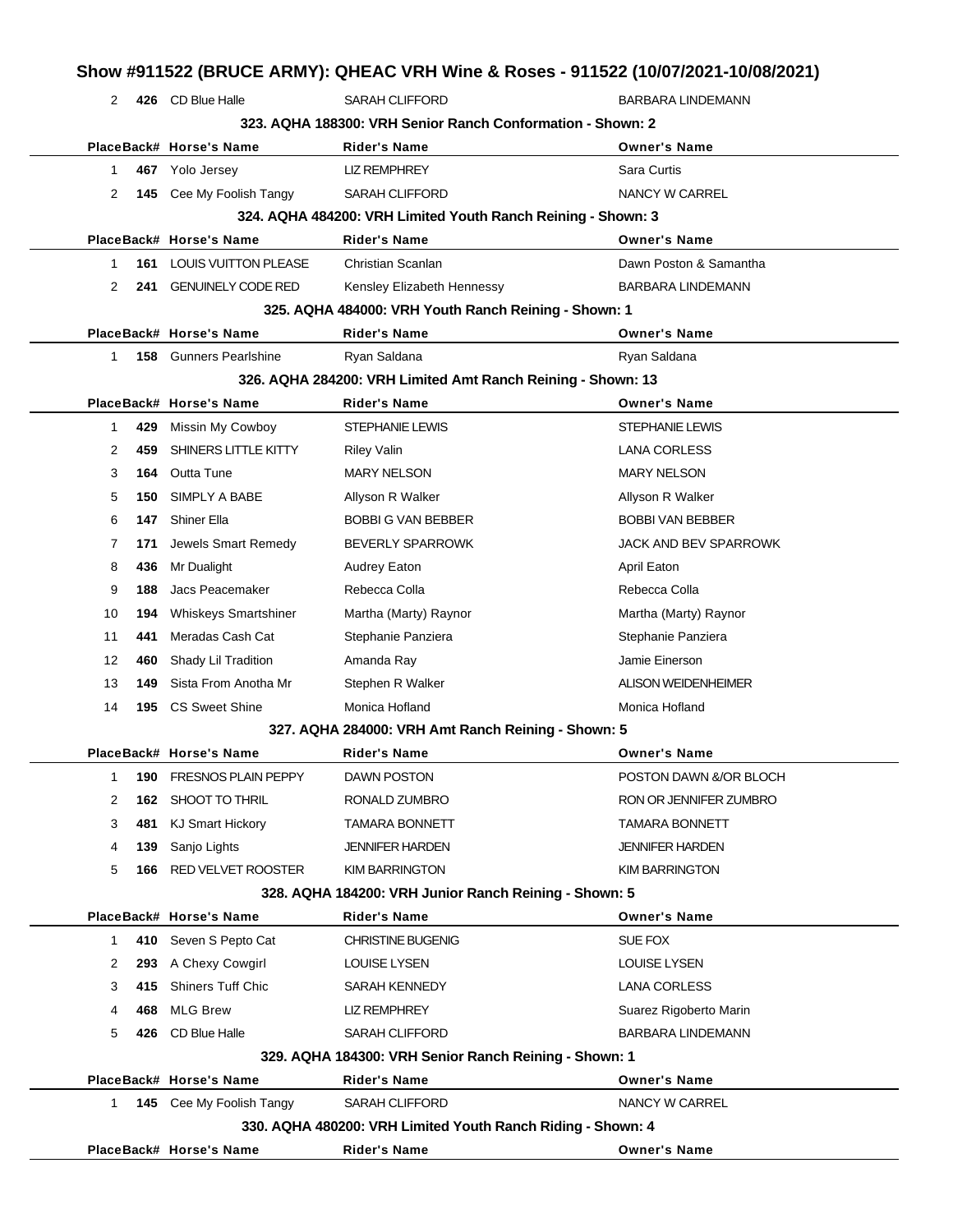| Place | Back# | Horse's Name | Rider's Name | Owner's Name |
|---|---|---|---|---|
| 2 | 426 | CD Blue Halle | SARAH CLIFFORD | BARBARA LINDEMANN |

### 323. AQHA 188300: VRH Senior Ranch Conformation - Shown: 2

| Place | Back# | Horse's Name | Rider's Name | Owner's Name |
|---|---|---|---|---|
| 1 | 467 | Yolo Jersey | LIZ REMPHREY | Sara Curtis |
| 2 | 145 | Cee My Foolish Tangy | SARAH CLIFFORD | NANCY W CARREL |

### 324. AQHA 484200: VRH Limited Youth Ranch Reining - Shown: 3

| Place | Back# | Horse's Name | Rider's Name | Owner's Name |
|---|---|---|---|---|
| 1 | 161 | LOUIS VUITTON PLEASE | Christian Scanlan | Dawn Poston & Samantha |
| 2 | 241 | GENUINELY CODE RED | Kensley Elizabeth Hennessy | BARBARA LINDEMANN |

### 325. AQHA 484000: VRH Youth Ranch Reining - Shown: 1

| Place | Back# | Horse's Name | Rider's Name | Owner's Name |
|---|---|---|---|---|
| 1 | 158 | Gunners Pearlshine | Ryan Saldana | Ryan Saldana |

### 326. AQHA 284200: VRH Limited Amt Ranch Reining - Shown: 13

| Place | Back# | Horse's Name | Rider's Name | Owner's Name |
|---|---|---|---|---|
| 1 | 429 | Missin My Cowboy | STEPHANIE LEWIS | STEPHANIE LEWIS |
| 2 | 459 | SHINERS LITTLE KITTY | Riley Valin | LANA CORLESS |
| 3 | 164 | Outta Tune | MARY NELSON | MARY NELSON |
| 5 | 150 | SIMPLY A BABE | Allyson R Walker | Allyson R Walker |
| 6 | 147 | Shiner Ella | BOBBI G VAN BEBBER | BOBBI VAN BEBBER |
| 7 | 171 | Jewels Smart Remedy | BEVERLY SPARROWK | JACK AND BEV SPARROWK |
| 8 | 436 | Mr Dualight | Audrey Eaton | April Eaton |
| 9 | 188 | Jacs Peacemaker | Rebecca Colla | Rebecca Colla |
| 10 | 194 | Whiskeys Smartshiner | Martha (Marty) Raynor | Martha (Marty) Raynor |
| 11 | 441 | Meradas Cash Cat | Stephanie Panziera | Stephanie Panziera |
| 12 | 460 | Shady Lil Tradition | Amanda Ray | Jamie Einerson |
| 13 | 149 | Sista From Anotha Mr | Stephen R Walker | ALISON WEIDENHEIMER |
| 14 | 195 | CS Sweet Shine | Monica Hofland | Monica Hofland |

### 327. AQHA 284000: VRH Amt Ranch Reining - Shown: 5

| Place | Back# | Horse's Name | Rider's Name | Owner's Name |
|---|---|---|---|---|
| 1 | 190 | FRESNOS PLAIN PEPPY | DAWN POSTON | POSTON DAWN &/OR BLOCH |
| 2 | 162 | SHOOT TO THRIL | RONALD ZUMBRO | RON OR JENNIFER ZUMBRO |
| 3 | 481 | KJ Smart Hickory | TAMARA BONNETT | TAMARA BONNETT |
| 4 | 139 | Sanjo Lights | JENNIFER HARDEN | JENNIFER HARDEN |
| 5 | 166 | RED VELVET ROOSTER | KIM BARRINGTON | KIM BARRINGTON |

### 328. AQHA 184200: VRH Junior Ranch Reining - Shown: 5

| Place | Back# | Horse's Name | Rider's Name | Owner's Name |
|---|---|---|---|---|
| 1 | 410 | Seven S Pepto Cat | CHRISTINE BUGENIG | SUE FOX |
| 2 | 293 | A Chexy Cowgirl | LOUISE LYSEN | LOUISE LYSEN |
| 3 | 415 | Shiners Tuff Chic | SARAH KENNEDY | LANA CORLESS |
| 4 | 468 | MLG Brew | LIZ REMPHREY | Suarez Rigoberto Marin |
| 5 | 426 | CD Blue Halle | SARAH CLIFFORD | BARBARA LINDEMANN |

### 329. AQHA 184300: VRH Senior Ranch Reining - Shown: 1

| Place | Back# | Horse's Name | Rider's Name | Owner's Name |
|---|---|---|---|---|
| 1 | 145 | Cee My Foolish Tangy | SARAH CLIFFORD | NANCY W CARREL |

### 330. AQHA 480200: VRH Limited Youth Ranch Riding - Shown: 4

| Place | Back# | Horse's Name | Rider's Name | Owner's Name |
|---|---|---|---|---|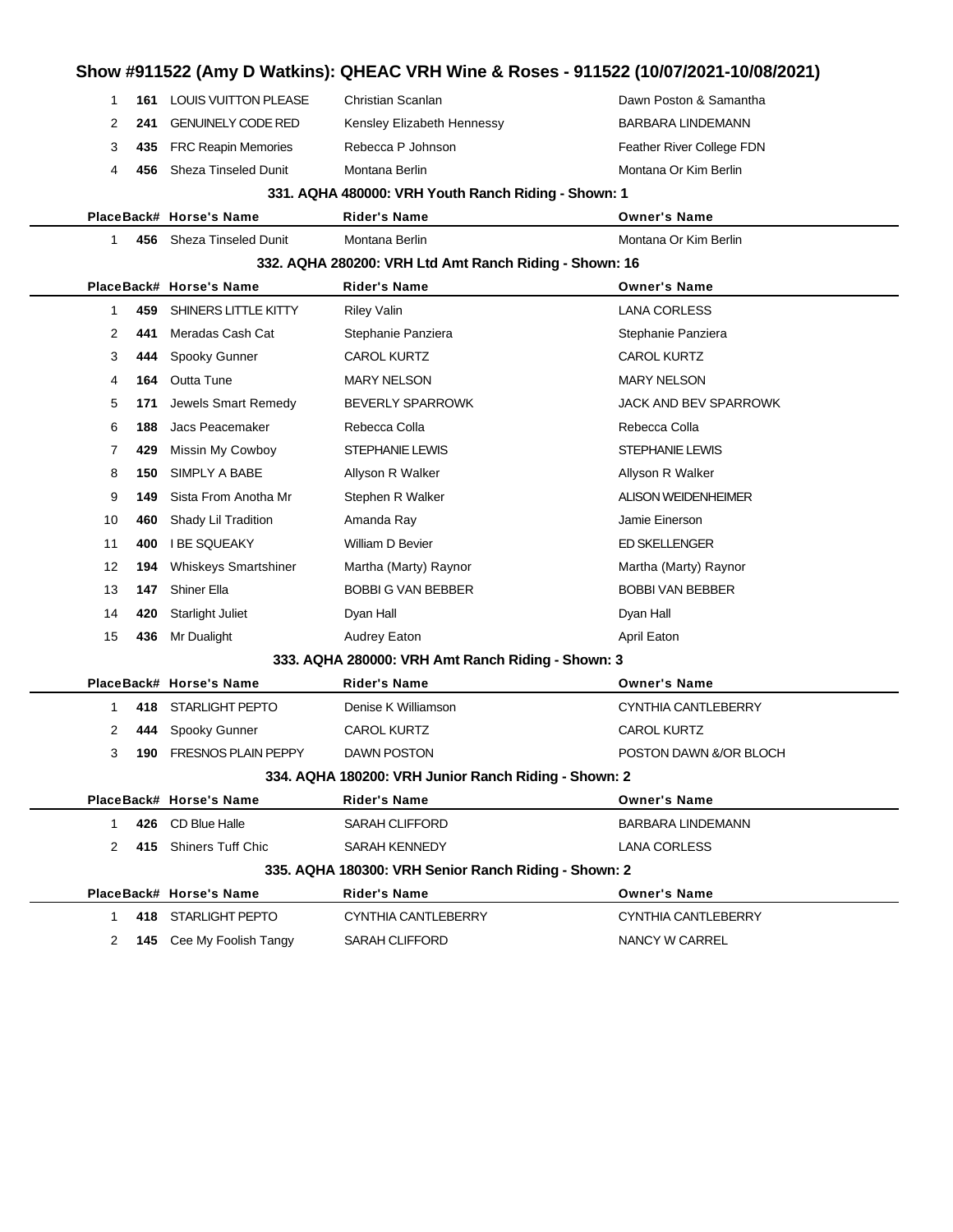# Show #911522 (Amy D Watkins): QHEAC VRH Wine & Roses - 911522 (10/07/2021-10/08/2021)

| | | | | |
|---|---|---|---|---|
| 1 | **161** | LOUIS VUITTON PLEASE | Christian Scanlan | Dawn Poston & Samantha |
| 2 | **241** | GENUINELY CODE RED | Kensley Elizabeth Hennessy | BARBARA LINDEMANN |
| 3 | **435** | FRC Reapin Memories | Rebecca P Johnson | Feather River College FDN |
| 4 | **456** | Sheza Tinseled Dunit | Montana Berlin | Montana Or Kim Berlin |

### 331. AQHA 480000: VRH Youth Ranch Riding - Shown: 1

| Place | Back# | Horse's Name | Rider's Name | Owner's Name |
|---|---|---|---|---|
| 1 | **456** | Sheza Tinseled Dunit | Montana Berlin | Montana Or Kim Berlin |

### 332. AQHA 280200: VRH Ltd Amt Ranch Riding - Shown: 16

| Place | Back# | Horse's Name | Rider's Name | Owner's Name |
|---|---|---|---|---|
| 1 | **459** | SHINERS LITTLE KITTY | Riley Valin | LANA CORLESS |
| 2 | **441** | Meradas Cash Cat | Stephanie Panziera | Stephanie Panziera |
| 3 | **444** | Spooky Gunner | CAROL KURTZ | CAROL KURTZ |
| 4 | **164** | Outta Tune | MARY NELSON | MARY NELSON |
| 5 | **171** | Jewels Smart Remedy | BEVERLY SPARROWK | JACK AND BEV SPARROWK |
| 6 | **188** | Jacs Peacemaker | Rebecca Colla | Rebecca Colla |
| 7 | **429** | Missin My Cowboy | STEPHANIE LEWIS | STEPHANIE LEWIS |
| 8 | **150** | SIMPLY A BABE | Allyson R Walker | Allyson R Walker |
| 9 | **149** | Sista From Anotha Mr | Stephen R Walker | ALISON WEIDENHEIMER |
| 10 | **460** | Shady Lil Tradition | Amanda Ray | Jamie Einerson |
| 11 | **400** | I BE SQUEAKY | William D Bevier | ED SKELLENGER |
| 12 | **194** | Whiskeys Smartshiner | Martha (Marty) Raynor | Martha (Marty) Raynor |
| 13 | **147** | Shiner Ella | BOBBI G VAN BEBBER | BOBBI VAN BEBBER |
| 14 | **420** | Starlight Juliet | Dyan Hall | Dyan Hall |
| 15 | **436** | Mr Dualight | Audrey Eaton | April Eaton |

### 333. AQHA 280000: VRH Amt Ranch Riding - Shown: 3

| Place | Back# | Horse's Name | Rider's Name | Owner's Name |
|---|---|---|---|---|
| 1 | **418** | STARLIGHT PEPTO | Denise K Williamson | CYNTHIA CANTLEBERRY |
| 2 | **444** | Spooky Gunner | CAROL KURTZ | CAROL KURTZ |
| 3 | **190** | FRESNOS PLAIN PEPPY | DAWN POSTON | POSTON DAWN &/OR BLOCH |

### 334. AQHA 180200: VRH Junior Ranch Riding - Shown: 2

| Place | Back# | Horse's Name | Rider's Name | Owner's Name |
|---|---|---|---|---|
| 1 | **426** | CD Blue Halle | SARAH CLIFFORD | BARBARA LINDEMANN |
| 2 | **415** | Shiners Tuff Chic | SARAH KENNEDY | LANA CORLESS |

### 335. AQHA 180300: VRH Senior Ranch Riding - Shown: 2

| Place | Back# | Horse's Name | Rider's Name | Owner's Name |
|---|---|---|---|---|
| 1 | **418** | STARLIGHT PEPTO | CYNTHIA CANTLEBERRY | CYNTHIA CANTLEBERRY |
| 2 | **145** | Cee My Foolish Tangy | SARAH CLIFFORD | NANCY W CARREL |